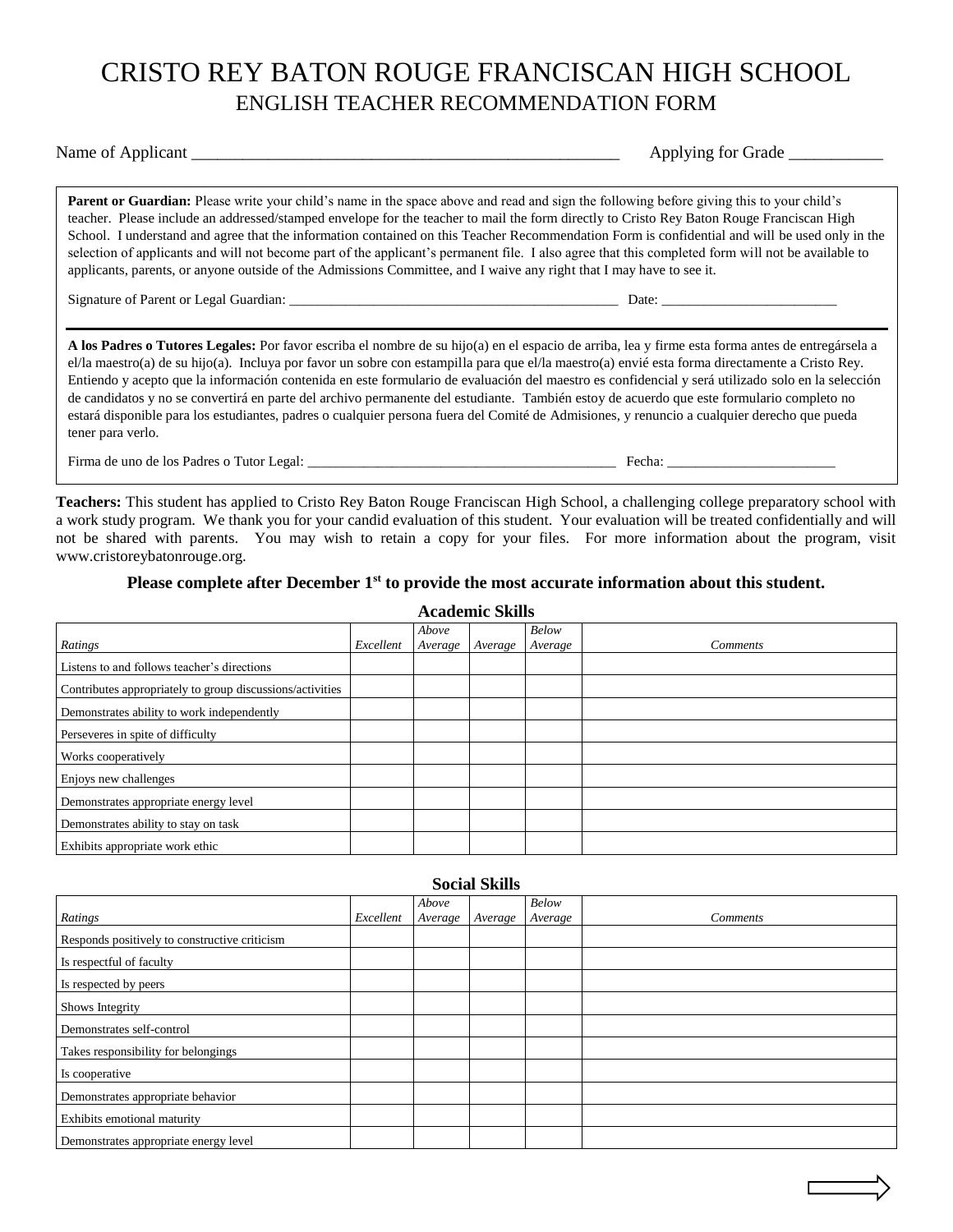# CRISTO REY BATON ROUGE FRANCISCAN HIGH SCHOOL

## ENGLISH TEACHER RECOMMENDATION FORM

Name of Applicant ____________________________________________________ Applying for Grade ___________

**Parent or Guardian:** Please write your child's name in the space above and read and sign the following before giving this to your child's teacher. Please include an addressed/stamped envelope for the teacher to mail the form directly to Cristo Rey Baton Rouge Franciscan High School. I understand and agree that the information contained on this Teacher Recommendation Form is confidential and will be used only in the selection of applicants and will not become part of the applicant's permanent file. I also agree that this completed form will not be available to applicants, parents, or anyone outside of the Admissions Committee, and I waive any right that I may have to see it.

Signature of Parent or Legal Guardian: ________________________________________________ Date: ________________________

---

**A los Padres o Tutores Legales:** Por favor escriba el nombre de su hijo(a) en el espacio de arriba, lea y firme esta forma antes de entregársela a el/la maestro(a) de su hijo(a). Incluya por favor un sobre con estampilla para que el/la maestro(a) envié esta forma directamente a Cristo Rey. Entiendo y acepto que la información contenida en este formulario de evaluación del maestro es confidencial y será utilizado solo en la selección de candidatos y no se convertirá en parte del archivo permanente del estudiante. También estoy de acuerdo que este formulario completo no estará disponible para los estudiantes, padres o cualquier persona fuera del Comité de Admisiones, y renuncio a cualquier derecho que pueda tener para verlo.

Firma de uno de los Padres o Tutor Legal: _____________________________________________ Fecha: ________________________

**Teachers:** This student has applied to Cristo Rey Baton Rouge Franciscan High School, a challenging college preparatory school with a work study program. We thank you for your candid evaluation of this student. Your evaluation will be treated confidentially and will not be shared with parents. You may wish to retain a copy for your files. For more information about the program, visit www.cristoreybatonrouge.org.

**Please complete after December 1st to provide the most accurate information about this student.**

### Academic Skills

| *Ratings* | *Excellent* | *Above Average* | *Average* | *Below Average* | *Comments* |
|---|---|---|---|---|---|
| Listens to and follows teacher's directions | | | | | |
| Contributes appropriately to group discussions/activities | | | | | |
| Demonstrates ability to work independently | | | | | |
| Perseveres in spite of difficulty | | | | | |
| Works cooperatively | | | | | |
| Enjoys new challenges | | | | | |
| Demonstrates appropriate energy level | | | | | |
| Demonstrates ability to stay on task | | | | | |
| Exhibits appropriate work ethic | | | | | |

### Social Skills

| *Ratings* | *Excellent* | *Above Average* | *Average* | *Below Average* | *Comments* |
|---|---|---|---|---|---|
| Responds positively to constructive criticism | | | | | |
| Is respectful of faculty | | | | | |
| Is respected by peers | | | | | |
| Shows Integrity | | | | | |
| Demonstrates self-control | | | | | |
| Takes responsibility for belongings | | | | | |
| Is cooperative | | | | | |
| Demonstrates appropriate behavior | | | | | |
| Exhibits emotional maturity | | | | | |
| Demonstrates appropriate energy level | | | | | |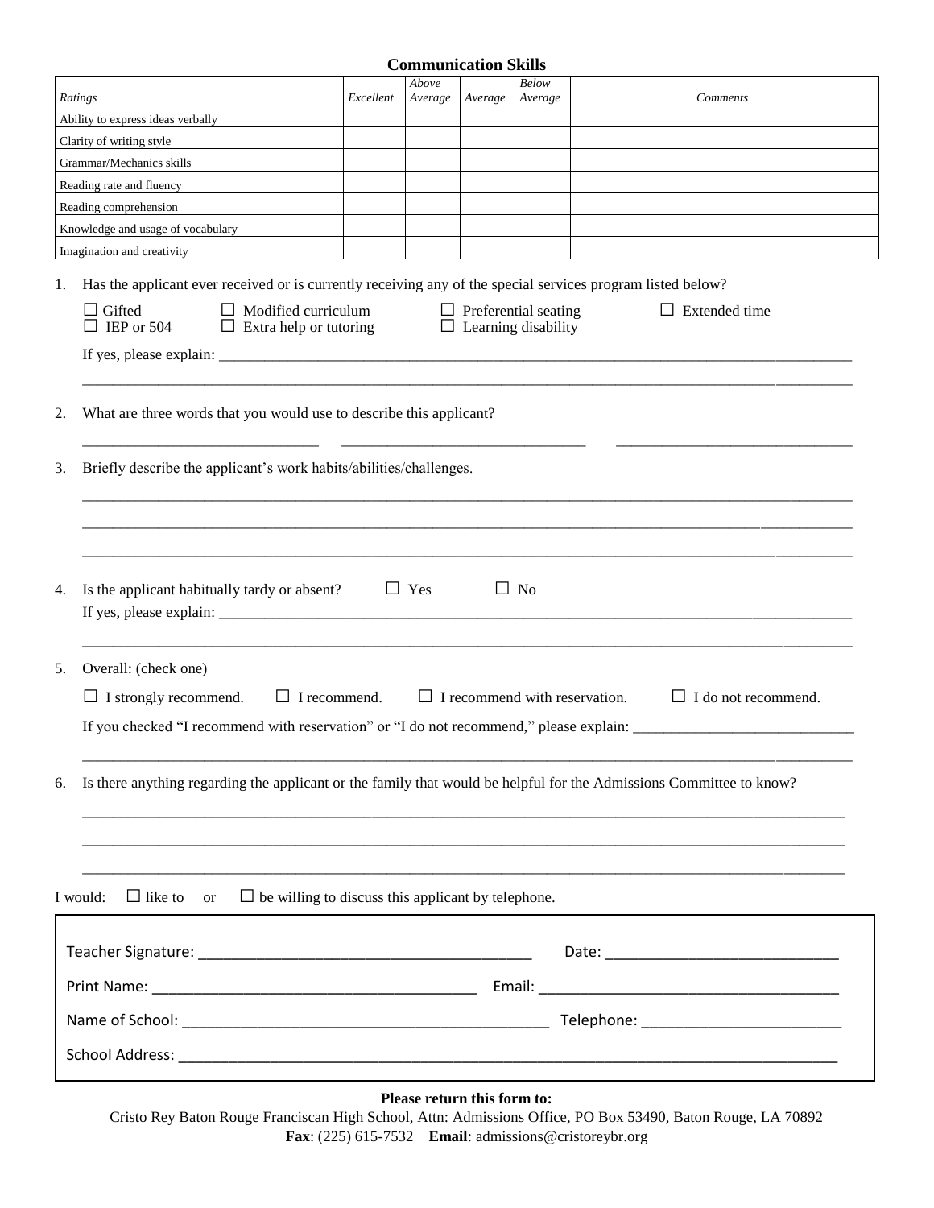## Communication Skills

| *Ratings* | *Excellent* | *Above Average* | *Average* | *Below Average* | *Comments* |
|---|---|---|---|---|---|
| Ability to express ideas verbally | | | | | |
| Clarity of writing style | | | | | |
| Grammar/Mechanics skills | | | | | |
| Reading rate and fluency | | | | | |
| Reading comprehension | | | | | |
| Knowledge and usage of vocabulary | | | | | |
| Imagination and creativity | | | | | |

1. Has the applicant ever received or is currently receiving any of the special services program listed below?

   ☐ Gifted ☐ Modified curriculum ☐ Preferential seating ☐ Extended time
   ☐ IEP or 504 ☐ Extra help or tutoring ☐ Learning disability

   If yes, please explain: ________________________________________________________________________________

   ____________________________________________________________________________________________________

2. What are three words that you would use to describe this applicant?

   ______________________________ ______________________________ ______________________________

3. Briefly describe the applicant's work habits/abilities/challenges.

   ____________________________________________________________________________________________________

   ____________________________________________________________________________________________________

   ____________________________________________________________________________________________________

4. Is the applicant habitually tardy or absent? ☐ Yes ☐ No

   If yes, please explain: ________________________________________________________________________________

   ____________________________________________________________________________________________________

5. Overall: (check one)

   ☐ I strongly recommend. ☐ I recommend. ☐ I recommend with reservation. ☐ I do not recommend.

   If you checked "I recommend with reservation" or "I do not recommend," please explain: ____________________________

   ____________________________________________________________________________________________________

6. Is there anything regarding the applicant or the family that would be helpful for the Admissions Committee to know?

   ____________________________________________________________________________________________________

   ____________________________________________________________________________________________________

   ____________________________________________________________________________________________________

I would: ☐ like to or ☐ be willing to discuss this applicant by telephone.

Teacher Signature: ________________________________________ Date: ____________________________

Print Name: ________________________________________ Email: ____________________________________

Name of School: ____________________________________________ Telephone: ________________________

School Address: ____________________________________________________________________________________

**Please return this form to:**

Cristo Rey Baton Rouge Franciscan High School, Attn: Admissions Office, PO Box 53490, Baton Rouge, LA 70892

**Fax**: (225) 615-7532 **Email**: admissions@cristoreybr.org